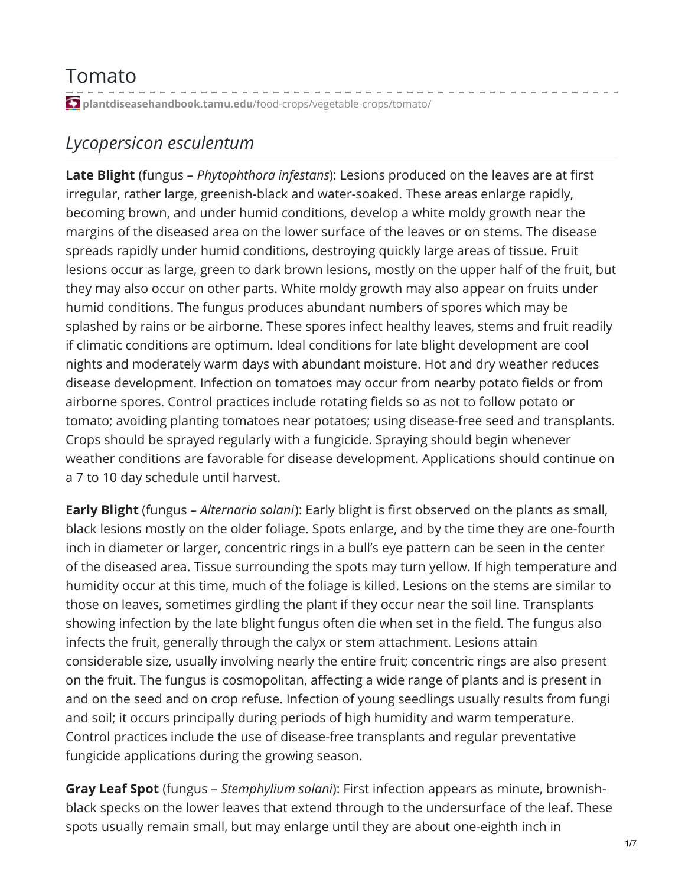# Tomato

plantdiseasehandbook.tamu.edu/food-crops/vegetable-crops/tomato/

## *Lycopersicon esculentum*

**Late Blight** (fungus – *Phytophthora infestans*): Lesions produced on the leaves are at first irregular, rather large, greenish-black and water-soaked. These areas enlarge rapidly, becoming brown, and under humid conditions, develop a white moldy growth near the margins of the diseased area on the lower surface of the leaves or on stems. The disease spreads rapidly under humid conditions, destroying quickly large areas of tissue. Fruit lesions occur as large, green to dark brown lesions, mostly on the upper half of the fruit, but they may also occur on other parts. White moldy growth may also appear on fruits under humid conditions. The fungus produces abundant numbers of spores which may be splashed by rains or be airborne. These spores infect healthy leaves, stems and fruit readily if climatic conditions are optimum. Ideal conditions for late blight development are cool nights and moderately warm days with abundant moisture. Hot and dry weather reduces disease development. Infection on tomatoes may occur from nearby potato fields or from airborne spores. Control practices include rotating fields so as not to follow potato or tomato; avoiding planting tomatoes near potatoes; using disease-free seed and transplants. Crops should be sprayed regularly with a fungicide. Spraying should begin whenever weather conditions are favorable for disease development. Applications should continue on a 7 to 10 day schedule until harvest.

**Early Blight** (fungus – *Alternaria solani*): Early blight is first observed on the plants as small, black lesions mostly on the older foliage. Spots enlarge, and by the time they are one-fourth inch in diameter or larger, concentric rings in a bull's eye pattern can be seen in the center of the diseased area. Tissue surrounding the spots may turn yellow. If high temperature and humidity occur at this time, much of the foliage is killed. Lesions on the stems are similar to those on leaves, sometimes girdling the plant if they occur near the soil line. Transplants showing infection by the late blight fungus often die when set in the field. The fungus also infects the fruit, generally through the calyx or stem attachment. Lesions attain considerable size, usually involving nearly the entire fruit; concentric rings are also present on the fruit. The fungus is cosmopolitan, affecting a wide range of plants and is present in and on the seed and on crop refuse. Infection of young seedlings usually results from fungi and soil; it occurs principally during periods of high humidity and warm temperature. Control practices include the use of disease-free transplants and regular preventative fungicide applications during the growing season.

**Gray Leaf Spot** (fungus – *Stemphylium solani*): First infection appears as minute, brownish-black specks on the lower leaves that extend through to the undersurface of the leaf. These spots usually remain small, but may enlarge until they are about one-eighth inch in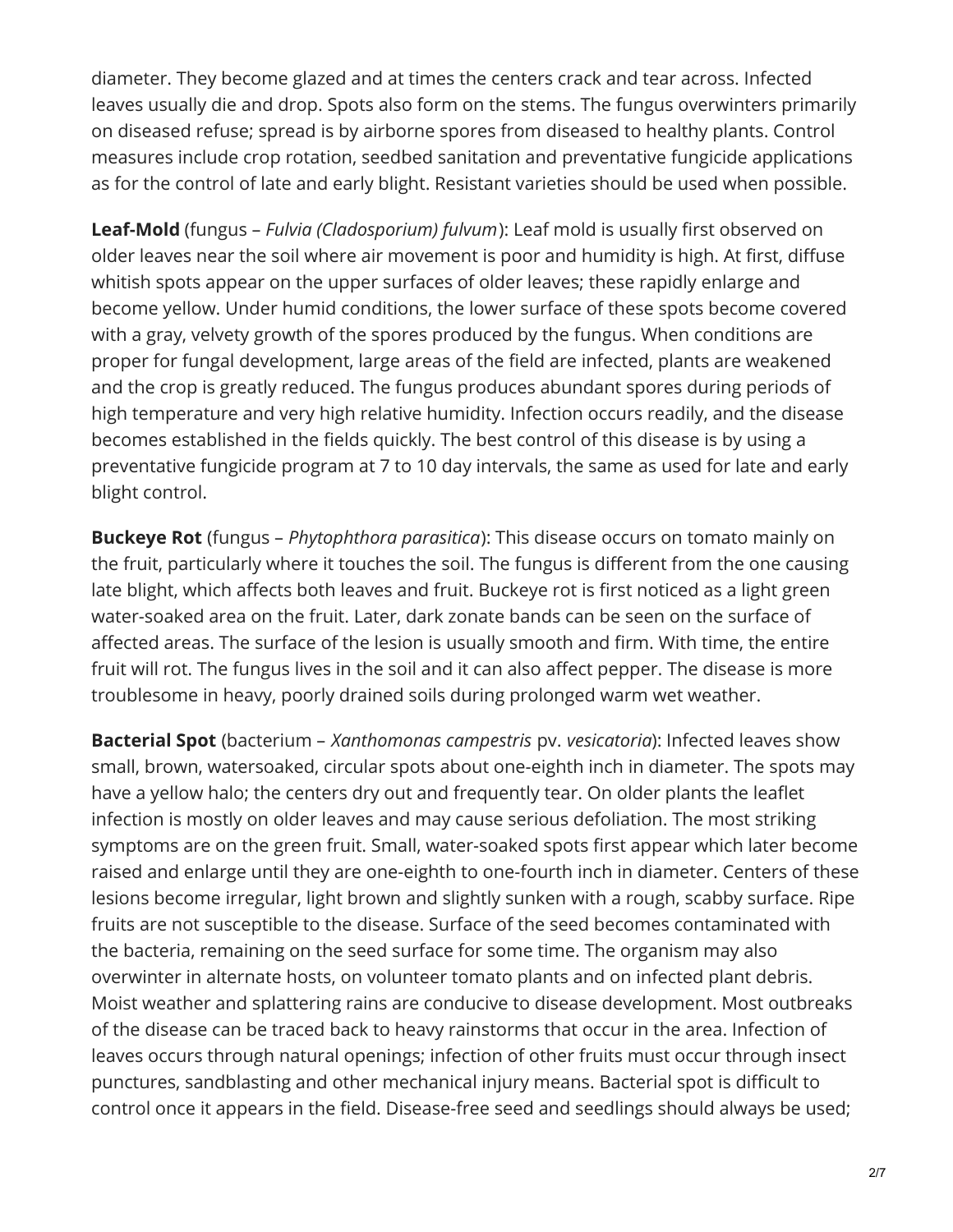diameter. They become glazed and at times the centers crack and tear across. Infected leaves usually die and drop. Spots also form on the stems. The fungus overwinters primarily on diseased refuse; spread is by airborne spores from diseased to healthy plants. Control measures include crop rotation, seedbed sanitation and preventative fungicide applications as for the control of late and early blight. Resistant varieties should be used when possible.

**Leaf-Mold** (fungus – *Fulvia (Cladosporium) fulvum*): Leaf mold is usually first observed on older leaves near the soil where air movement is poor and humidity is high. At first, diffuse whitish spots appear on the upper surfaces of older leaves; these rapidly enlarge and become yellow. Under humid conditions, the lower surface of these spots become covered with a gray, velvety growth of the spores produced by the fungus. When conditions are proper for fungal development, large areas of the field are infected, plants are weakened and the crop is greatly reduced. The fungus produces abundant spores during periods of high temperature and very high relative humidity. Infection occurs readily, and the disease becomes established in the fields quickly. The best control of this disease is by using a preventative fungicide program at 7 to 10 day intervals, the same as used for late and early blight control.

**Buckeye Rot** (fungus – *Phytophthora parasitica*): This disease occurs on tomato mainly on the fruit, particularly where it touches the soil. The fungus is different from the one causing late blight, which affects both leaves and fruit. Buckeye rot is first noticed as a light green water-soaked area on the fruit. Later, dark zonate bands can be seen on the surface of affected areas. The surface of the lesion is usually smooth and firm. With time, the entire fruit will rot. The fungus lives in the soil and it can also affect pepper. The disease is more troublesome in heavy, poorly drained soils during prolonged warm wet weather.

**Bacterial Spot** (bacterium – *Xanthomonas campestris* pv. *vesicatoria*): Infected leaves show small, brown, watersoaked, circular spots about one-eighth inch in diameter. The spots may have a yellow halo; the centers dry out and frequently tear. On older plants the leaflet infection is mostly on older leaves and may cause serious defoliation. The most striking symptoms are on the green fruit. Small, water-soaked spots first appear which later become raised and enlarge until they are one-eighth to one-fourth inch in diameter. Centers of these lesions become irregular, light brown and slightly sunken with a rough, scabby surface. Ripe fruits are not susceptible to the disease. Surface of the seed becomes contaminated with the bacteria, remaining on the seed surface for some time. The organism may also overwinter in alternate hosts, on volunteer tomato plants and on infected plant debris. Moist weather and splattering rains are conducive to disease development. Most outbreaks of the disease can be traced back to heavy rainstorms that occur in the area. Infection of leaves occurs through natural openings; infection of other fruits must occur through insect punctures, sandblasting and other mechanical injury means. Bacterial spot is difficult to control once it appears in the field. Disease-free seed and seedlings should always be used;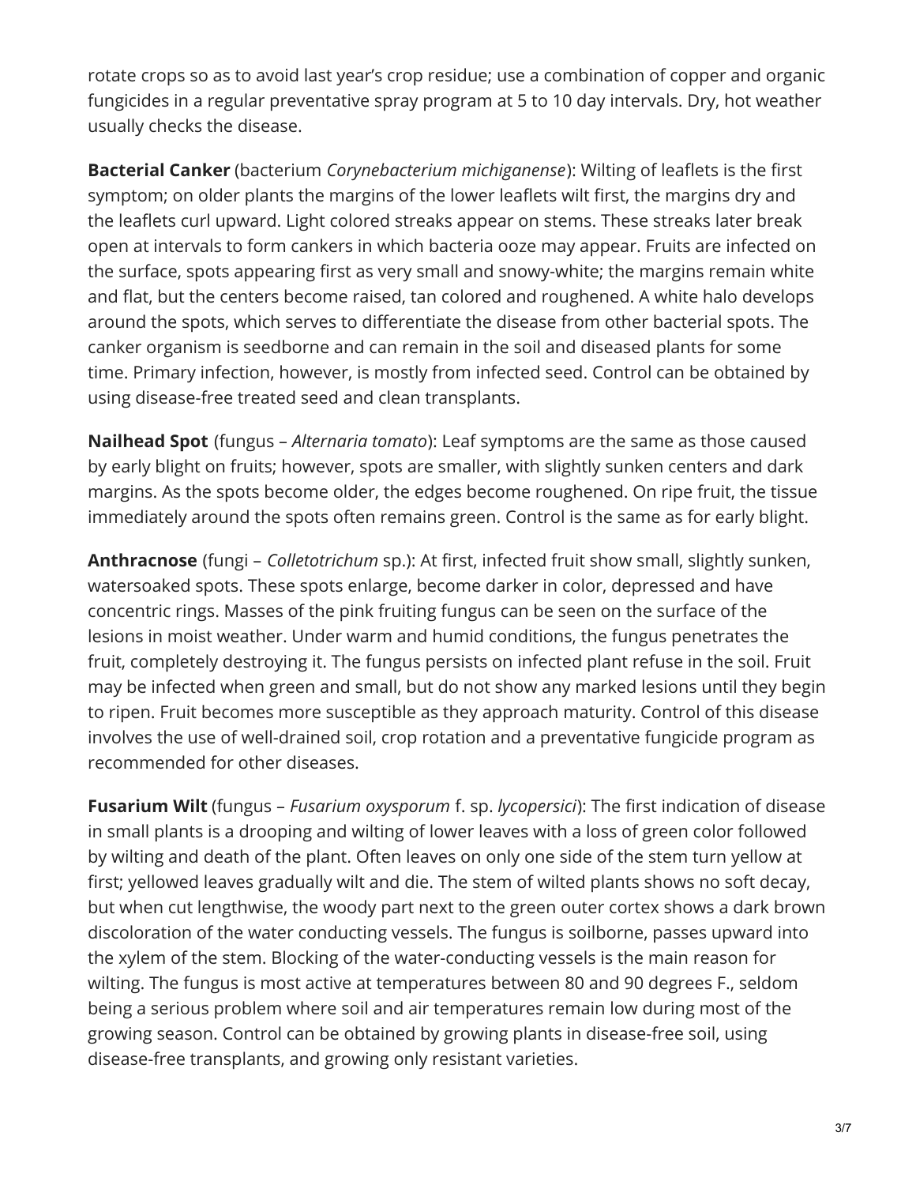rotate crops so as to avoid last year's crop residue; use a combination of copper and organic fungicides in a regular preventative spray program at 5 to 10 day intervals. Dry, hot weather usually checks the disease.

**Bacterial Canker** (bacterium *Corynebacterium michiganense*): Wilting of leaflets is the first symptom; on older plants the margins of the lower leaflets wilt first, the margins dry and the leaflets curl upward. Light colored streaks appear on stems. These streaks later break open at intervals to form cankers in which bacteria ooze may appear. Fruits are infected on the surface, spots appearing first as very small and snowy-white; the margins remain white and flat, but the centers become raised, tan colored and roughened. A white halo develops around the spots, which serves to differentiate the disease from other bacterial spots. The canker organism is seedborne and can remain in the soil and diseased plants for some time. Primary infection, however, is mostly from infected seed. Control can be obtained by using disease-free treated seed and clean transplants.

**Nailhead Spot** (fungus – *Alternaria tomato*): Leaf symptoms are the same as those caused by early blight on fruits; however, spots are smaller, with slightly sunken centers and dark margins. As the spots become older, the edges become roughened. On ripe fruit, the tissue immediately around the spots often remains green. Control is the same as for early blight.

**Anthracnose** (fungi – *Colletotrichum* sp.): At first, infected fruit show small, slightly sunken, watersoaked spots. These spots enlarge, become darker in color, depressed and have concentric rings. Masses of the pink fruiting fungus can be seen on the surface of the lesions in moist weather. Under warm and humid conditions, the fungus penetrates the fruit, completely destroying it. The fungus persists on infected plant refuse in the soil. Fruit may be infected when green and small, but do not show any marked lesions until they begin to ripen. Fruit becomes more susceptible as they approach maturity. Control of this disease involves the use of well-drained soil, crop rotation and a preventative fungicide program as recommended for other diseases.

**Fusarium Wilt** (fungus – *Fusarium oxysporum* f. sp. *lycopersici*): The first indication of disease in small plants is a drooping and wilting of lower leaves with a loss of green color followed by wilting and death of the plant. Often leaves on only one side of the stem turn yellow at first; yellowed leaves gradually wilt and die. The stem of wilted plants shows no soft decay, but when cut lengthwise, the woody part next to the green outer cortex shows a dark brown discoloration of the water conducting vessels. The fungus is soilborne, passes upward into the xylem of the stem. Blocking of the water-conducting vessels is the main reason for wilting. The fungus is most active at temperatures between 80 and 90 degrees F., seldom being a serious problem where soil and air temperatures remain low during most of the growing season. Control can be obtained by growing plants in disease-free soil, using disease-free transplants, and growing only resistant varieties.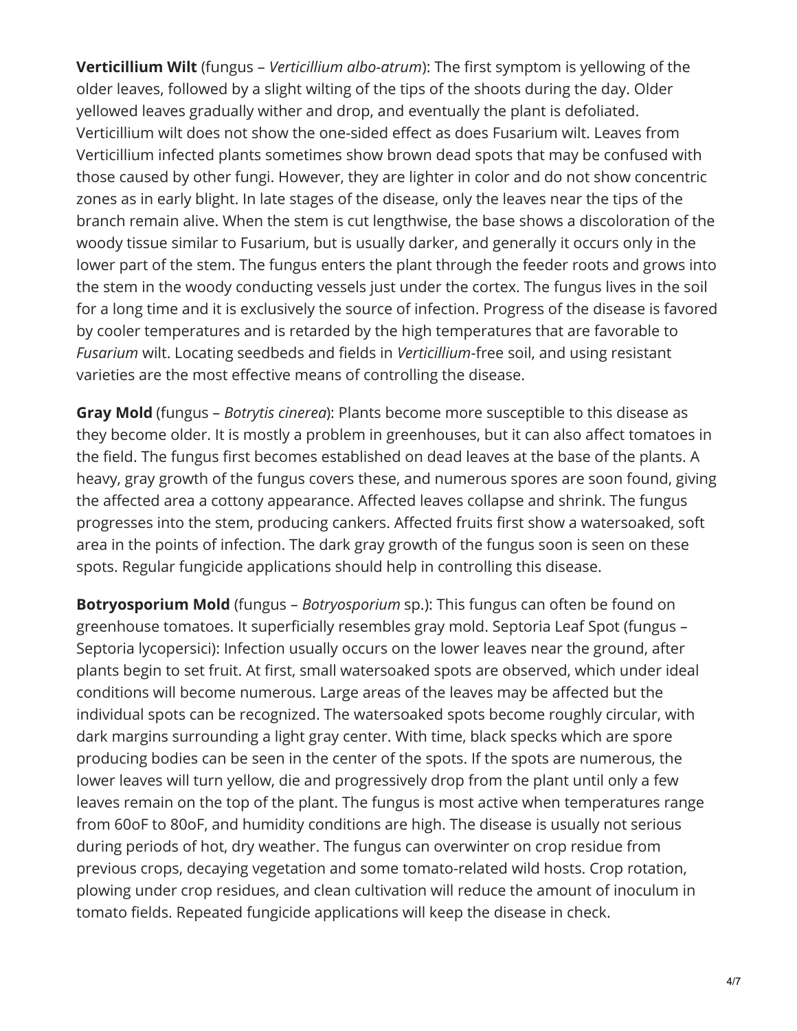**Verticillium Wilt** (fungus – *Verticillium albo-atrum*): The first symptom is yellowing of the older leaves, followed by a slight wilting of the tips of the shoots during the day. Older yellowed leaves gradually wither and drop, and eventually the plant is defoliated. Verticillium wilt does not show the one-sided effect as does Fusarium wilt. Leaves from Verticillium infected plants sometimes show brown dead spots that may be confused with those caused by other fungi. However, they are lighter in color and do not show concentric zones as in early blight. In late stages of the disease, only the leaves near the tips of the branch remain alive. When the stem is cut lengthwise, the base shows a discoloration of the woody tissue similar to Fusarium, but is usually darker, and generally it occurs only in the lower part of the stem. The fungus enters the plant through the feeder roots and grows into the stem in the woody conducting vessels just under the cortex. The fungus lives in the soil for a long time and it is exclusively the source of infection. Progress of the disease is favored by cooler temperatures and is retarded by the high temperatures that are favorable to *Fusarium* wilt. Locating seedbeds and fields in *Verticillium*-free soil, and using resistant varieties are the most effective means of controlling the disease.

**Gray Mold** (fungus – *Botrytis cinerea*): Plants become more susceptible to this disease as they become older. It is mostly a problem in greenhouses, but it can also affect tomatoes in the field. The fungus first becomes established on dead leaves at the base of the plants. A heavy, gray growth of the fungus covers these, and numerous spores are soon found, giving the affected area a cottony appearance. Affected leaves collapse and shrink. The fungus progresses into the stem, producing cankers. Affected fruits first show a watersoaked, soft area in the points of infection. The dark gray growth of the fungus soon is seen on these spots. Regular fungicide applications should help in controlling this disease.

**Botryosporium Mold** (fungus – *Botryosporium* sp.): This fungus can often be found on greenhouse tomatoes. It superficially resembles gray mold. Septoria Leaf Spot (fungus – Septoria lycopersici): Infection usually occurs on the lower leaves near the ground, after plants begin to set fruit. At first, small watersoaked spots are observed, which under ideal conditions will become numerous. Large areas of the leaves may be affected but the individual spots can be recognized. The watersoaked spots become roughly circular, with dark margins surrounding a light gray center. With time, black specks which are spore producing bodies can be seen in the center of the spots. If the spots are numerous, the lower leaves will turn yellow, die and progressively drop from the plant until only a few leaves remain on the top of the plant. The fungus is most active when temperatures range from 60oF to 80oF, and humidity conditions are high. The disease is usually not serious during periods of hot, dry weather. The fungus can overwinter on crop residue from previous crops, decaying vegetation and some tomato-related wild hosts. Crop rotation, plowing under crop residues, and clean cultivation will reduce the amount of inoculum in tomato fields. Repeated fungicide applications will keep the disease in check.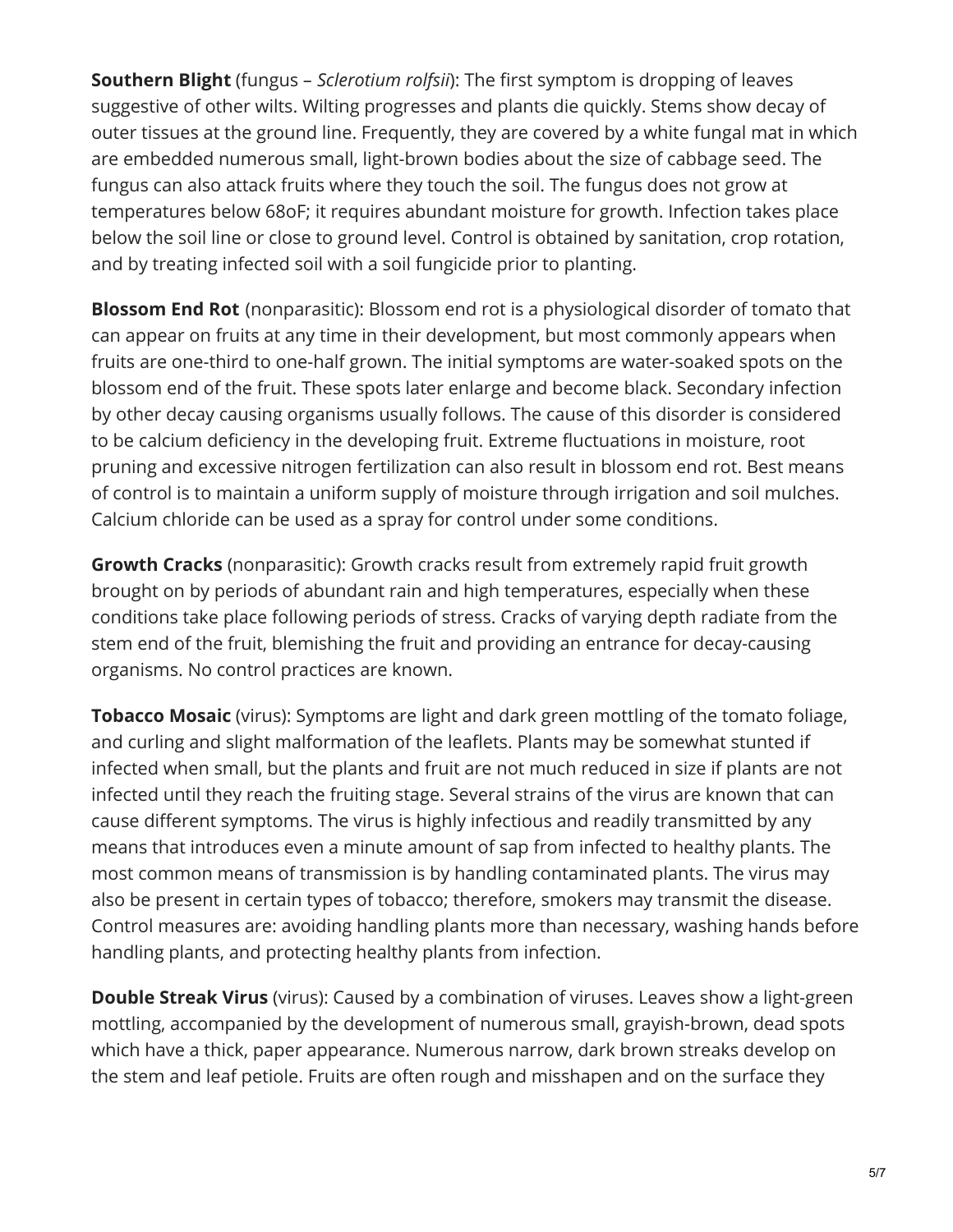**Southern Blight** (fungus – *Sclerotium rolfsii*): The first symptom is dropping of leaves suggestive of other wilts. Wilting progresses and plants die quickly. Stems show decay of outer tissues at the ground line. Frequently, they are covered by a white fungal mat in which are embedded numerous small, light-brown bodies about the size of cabbage seed. The fungus can also attack fruits where they touch the soil. The fungus does not grow at temperatures below 68oF; it requires abundant moisture for growth. Infection takes place below the soil line or close to ground level. Control is obtained by sanitation, crop rotation, and by treating infected soil with a soil fungicide prior to planting.

**Blossom End Rot** (nonparasitic): Blossom end rot is a physiological disorder of tomato that can appear on fruits at any time in their development, but most commonly appears when fruits are one-third to one-half grown. The initial symptoms are water-soaked spots on the blossom end of the fruit. These spots later enlarge and become black. Secondary infection by other decay causing organisms usually follows. The cause of this disorder is considered to be calcium deficiency in the developing fruit. Extreme fluctuations in moisture, root pruning and excessive nitrogen fertilization can also result in blossom end rot. Best means of control is to maintain a uniform supply of moisture through irrigation and soil mulches. Calcium chloride can be used as a spray for control under some conditions.

**Growth Cracks** (nonparasitic): Growth cracks result from extremely rapid fruit growth brought on by periods of abundant rain and high temperatures, especially when these conditions take place following periods of stress. Cracks of varying depth radiate from the stem end of the fruit, blemishing the fruit and providing an entrance for decay-causing organisms. No control practices are known.

**Tobacco Mosaic** (virus): Symptoms are light and dark green mottling of the tomato foliage, and curling and slight malformation of the leaflets. Plants may be somewhat stunted if infected when small, but the plants and fruit are not much reduced in size if plants are not infected until they reach the fruiting stage. Several strains of the virus are known that can cause different symptoms. The virus is highly infectious and readily transmitted by any means that introduces even a minute amount of sap from infected to healthy plants. The most common means of transmission is by handling contaminated plants. The virus may also be present in certain types of tobacco; therefore, smokers may transmit the disease. Control measures are: avoiding handling plants more than necessary, washing hands before handling plants, and protecting healthy plants from infection.

**Double Streak Virus** (virus): Caused by a combination of viruses. Leaves show a light-green mottling, accompanied by the development of numerous small, grayish-brown, dead spots which have a thick, paper appearance. Numerous narrow, dark brown streaks develop on the stem and leaf petiole. Fruits are often rough and misshapen and on the surface they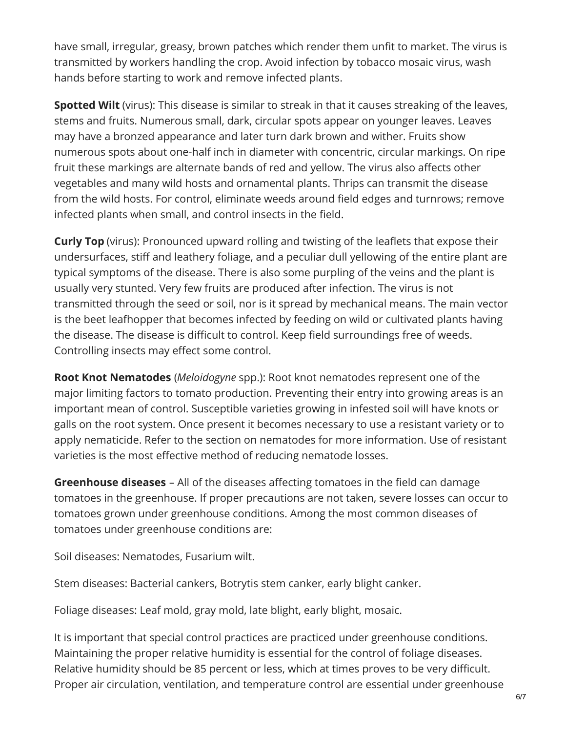have small, irregular, greasy, brown patches which render them unfit to market. The virus is transmitted by workers handling the crop. Avoid infection by tobacco mosaic virus, wash hands before starting to work and remove infected plants.

**Spotted Wilt** (virus): This disease is similar to streak in that it causes streaking of the leaves, stems and fruits. Numerous small, dark, circular spots appear on younger leaves. Leaves may have a bronzed appearance and later turn dark brown and wither. Fruits show numerous spots about one-half inch in diameter with concentric, circular markings. On ripe fruit these markings are alternate bands of red and yellow. The virus also affects other vegetables and many wild hosts and ornamental plants. Thrips can transmit the disease from the wild hosts. For control, eliminate weeds around field edges and turnrows; remove infected plants when small, and control insects in the field.

**Curly Top** (virus): Pronounced upward rolling and twisting of the leaflets that expose their undersurfaces, stiff and leathery foliage, and a peculiar dull yellowing of the entire plant are typical symptoms of the disease. There is also some purpling of the veins and the plant is usually very stunted. Very few fruits are produced after infection. The virus is not transmitted through the seed or soil, nor is it spread by mechanical means. The main vector is the beet leafhopper that becomes infected by feeding on wild or cultivated plants having the disease. The disease is difficult to control. Keep field surroundings free of weeds. Controlling insects may effect some control.

**Root Knot Nematodes** (*Meloidogyne* spp.): Root knot nematodes represent one of the major limiting factors to tomato production. Preventing their entry into growing areas is an important mean of control. Susceptible varieties growing in infested soil will have knots or galls on the root system. Once present it becomes necessary to use a resistant variety or to apply nematicide. Refer to the section on nematodes for more information. Use of resistant varieties is the most effective method of reducing nematode losses.

**Greenhouse diseases** – All of the diseases affecting tomatoes in the field can damage tomatoes in the greenhouse. If proper precautions are not taken, severe losses can occur to tomatoes grown under greenhouse conditions. Among the most common diseases of tomatoes under greenhouse conditions are:

Soil diseases: Nematodes, Fusarium wilt.

Stem diseases: Bacterial cankers, Botrytis stem canker, early blight canker.

Foliage diseases: Leaf mold, gray mold, late blight, early blight, mosaic.

It is important that special control practices are practiced under greenhouse conditions. Maintaining the proper relative humidity is essential for the control of foliage diseases. Relative humidity should be 85 percent or less, which at times proves to be very difficult. Proper air circulation, ventilation, and temperature control are essential under greenhouse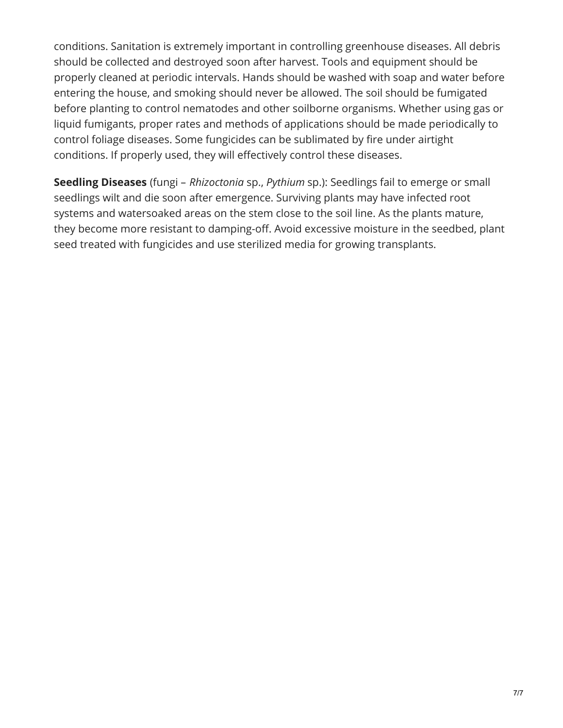conditions. Sanitation is extremely important in controlling greenhouse diseases. All debris should be collected and destroyed soon after harvest. Tools and equipment should be properly cleaned at periodic intervals. Hands should be washed with soap and water before entering the house, and smoking should never be allowed. The soil should be fumigated before planting to control nematodes and other soilborne organisms. Whether using gas or liquid fumigants, proper rates and methods of applications should be made periodically to control foliage diseases. Some fungicides can be sublimated by fire under airtight conditions. If properly used, they will effectively control these diseases.

**Seedling Diseases** (fungi – *Rhizoctonia* sp., *Pythium* sp.): Seedlings fail to emerge or small seedlings wilt and die soon after emergence. Surviving plants may have infected root systems and watersoaked areas on the stem close to the soil line. As the plants mature, they become more resistant to damping-off. Avoid excessive moisture in the seedbed, plant seed treated with fungicides and use sterilized media for growing transplants.